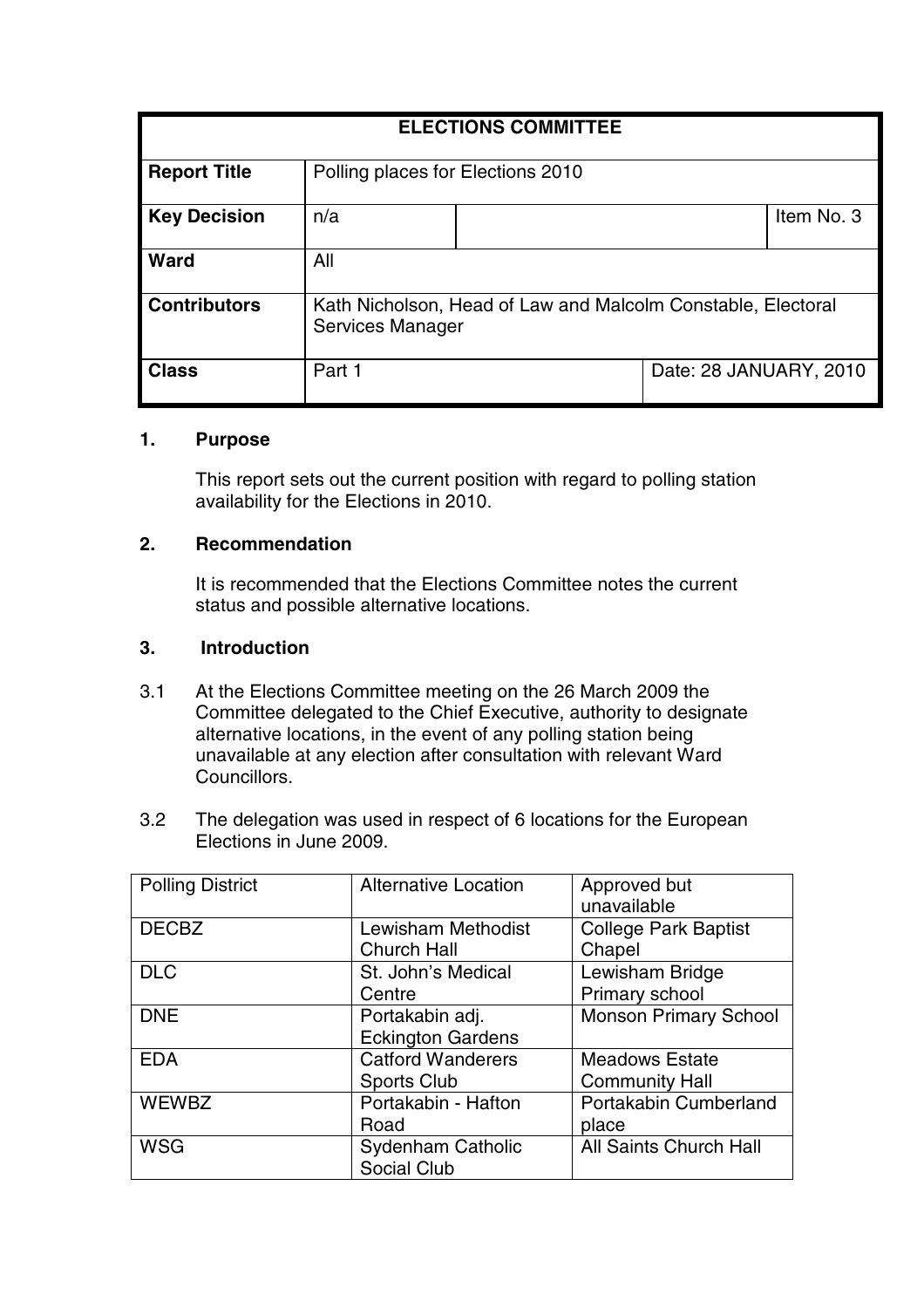| ELECTIONS COMMITTEE | | | |
|---|---|---|---|
| **Report Title** | Polling places for Elections 2010 | | |
| **Key Decision** | n/a | | Item No. 3 |
| **Ward** | All | | |
| **Contributors** | Kath Nicholson, Head of Law and Malcolm Constable, Electoral Services Manager | | |
| **Class** | Part 1 | | Date: 28 JANUARY, 2010 |

## 1. Purpose

This report sets out the current position with regard to polling station availability for the Elections in 2010.

## 2. Recommendation

It is recommended that the Elections Committee notes the current status and possible alternative locations.

## 3. Introduction

3.1 At the Elections Committee meeting on the 26 March 2009 the Committee delegated to the Chief Executive, authority to designate alternative locations, in the event of any polling station being unavailable at any election after consultation with relevant Ward Councillors.

3.2 The delegation was used in respect of 6 locations for the European Elections in June 2009.

| Polling District | Alternative Location | Approved but unavailable |
|---|---|---|
| DECBZ | Lewisham Methodist Church Hall | College Park Baptist Chapel |
| DLC | St. John's Medical Centre | Lewisham Bridge Primary school |
| DNE | Portakabin adj. Eckington Gardens | Monson Primary School |
| EDA | Catford Wanderers Sports Club | Meadows Estate Community Hall |
| WEWBZ | Portakabin - Hafton Road | Portakabin Cumberland place |
| WSG | Sydenham Catholic Social Club | All Saints Church Hall |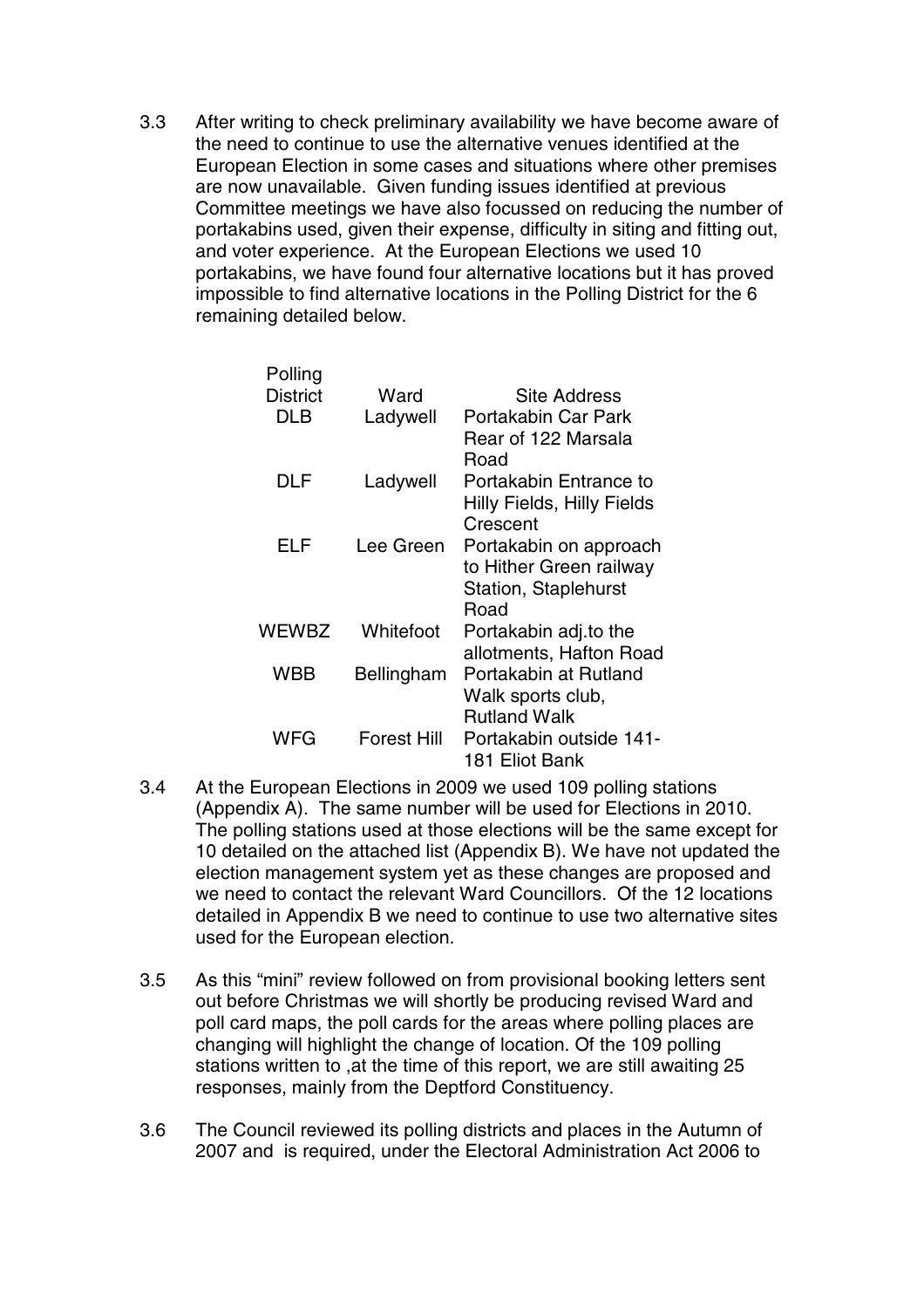3.3 After writing to check preliminary availability we have become aware of the need to continue to use the alternative venues identified at the European Election in some cases and situations where other premises are now unavailable. Given funding issues identified at previous Committee meetings we have also focussed on reducing the number of portakabins used, given their expense, difficulty in siting and fitting out, and voter experience. At the European Elections we used 10 portakabins, we have found four alternative locations but it has proved impossible to find alternative locations in the Polling District for the 6 remaining detailed below.

| Polling District | Ward | Site Address |
|---|---|---|
| DLB | Ladywell | Portakabin Car Park Rear of 122 Marsala Road |
| DLF | Ladywell | Portakabin Entrance to Hilly Fields, Hilly Fields Crescent |
| ELF | Lee Green | Portakabin on approach to Hither Green railway Station, Staplehurst Road |
| WEWBZ | Whitefoot | Portakabin adj.to the allotments, Hafton Road |
| WBB | Bellingham | Portakabin at Rutland Walk sports club, Rutland Walk |
| WFG | Forest Hill | Portakabin outside 141-181 Eliot Bank |

3.4 At the European Elections in 2009 we used 109 polling stations (Appendix A). The same number will be used for Elections in 2010. The polling stations used at those elections will be the same except for 10 detailed on the attached list (Appendix B). We have not updated the election management system yet as these changes are proposed and we need to contact the relevant Ward Councillors. Of the 12 locations detailed in Appendix B we need to continue to use two alternative sites used for the European election.

3.5 As this "mini" review followed on from provisional booking letters sent out before Christmas we will shortly be producing revised Ward and poll card maps, the poll cards for the areas where polling places are changing will highlight the change of location. Of the 109 polling stations written to ,at the time of this report, we are still awaiting 25 responses, mainly from the Deptford Constituency.

3.6 The Council reviewed its polling districts and places in the Autumn of 2007 and is required, under the Electoral Administration Act 2006 to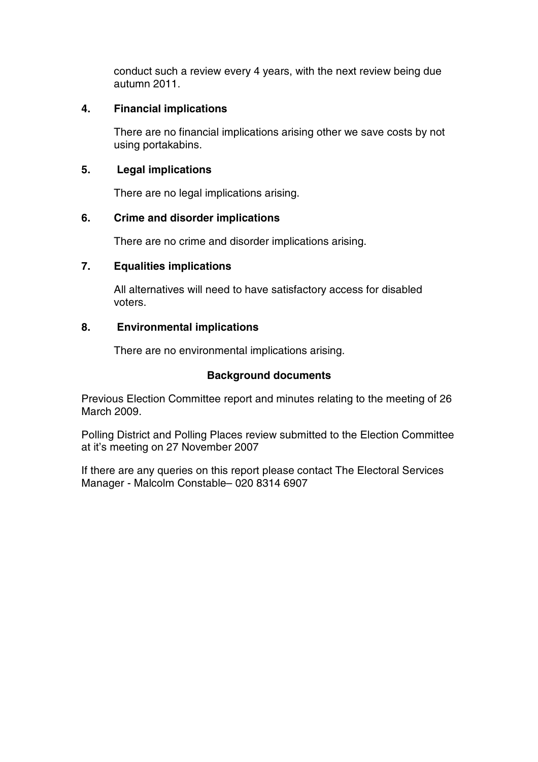conduct such a review every 4 years, with the next review being due autumn 2011.

## 4. Financial implications

There are no financial implications arising other we save costs by not using portakabins.

## 5. Legal implications

There are no legal implications arising.

## 6. Crime and disorder implications

There are no crime and disorder implications arising.

## 7. Equalities implications

All alternatives will need to have satisfactory access for disabled voters.

## 8. Environmental implications

There are no environmental implications arising.

## Background documents

Previous Election Committee report and minutes relating to the meeting of 26 March 2009.

Polling District and Polling Places review submitted to the Election Committee at it's meeting on 27 November 2007

If there are any queries on this report please contact The Electoral Services Manager - Malcolm Constable– 020 8314 6907